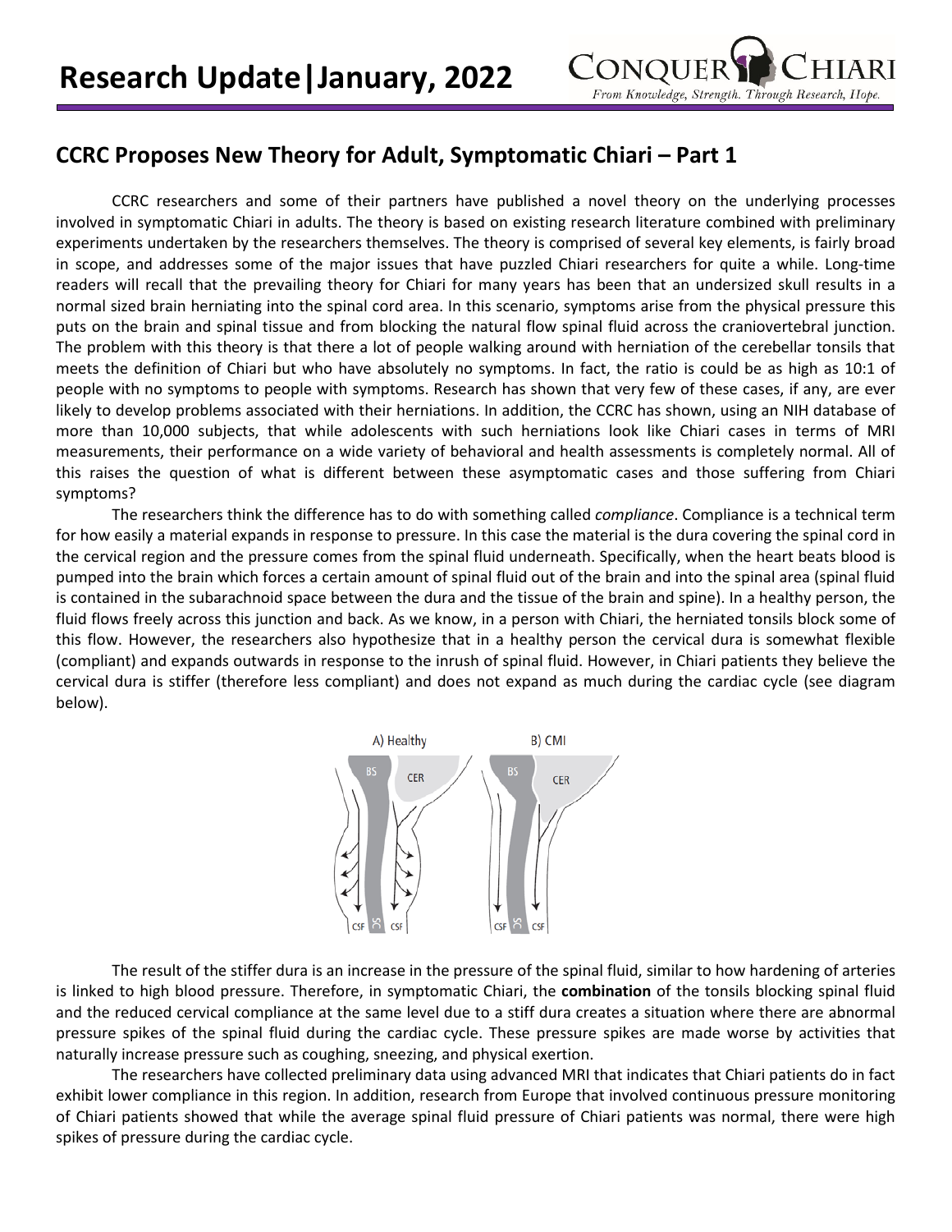# Research Update|January, 2022

## CCRC Proposes New Theory for Adult, Symptomatic Chiari – Part 1

CCRC researchers and some of their partners have published a novel theory on the underlying processes involved in symptomatic Chiari in adults. The theory is based on existing research literature combined with preliminary experiments undertaken by the researchers themselves. The theory is comprised of several key elements, is fairly broad in scope, and addresses some of the major issues that have puzzled Chiari researchers for quite a while. Long-time readers will recall that the prevailing theory for Chiari for many years has been that an undersized skull results in a normal sized brain herniating into the spinal cord area. In this scenario, symptoms arise from the physical pressure this puts on the brain and spinal tissue and from blocking the natural flow spinal fluid across the craniovertebral junction. The problem with this theory is that there a lot of people walking around with herniation of the cerebellar tonsils that meets the definition of Chiari but who have absolutely no symptoms. In fact, the ratio is could be as high as 10:1 of people with no symptoms to people with symptoms. Research has shown that very few of these cases, if any, are ever likely to develop problems associated with their herniations. In addition, the CCRC has shown, using an NIH database of more than 10,000 subjects, that while adolescents with such herniations look like Chiari cases in terms of MRI measurements, their performance on a wide variety of behavioral and health assessments is completely normal. All of this raises the question of what is different between these asymptomatic cases and those suffering from Chiari symptoms?

The researchers think the difference has to do with something called *compliance*. Compliance is a technical term for how easily a material expands in response to pressure. In this case the material is the dura covering the spinal cord in the cervical region and the pressure comes from the spinal fluid underneath. Specifically, when the heart beats blood is pumped into the brain which forces a certain amount of spinal fluid out of the brain and into the spinal area (spinal fluid is contained in the subarachnoid space between the dura and the tissue of the brain and spine). In a healthy person, the fluid flows freely across this junction and back. As we know, in a person with Chiari, the herniated tonsils block some of this flow. However, the researchers also hypothesize that in a healthy person the cervical dura is somewhat flexible (compliant) and expands outwards in response to the inrush of spinal fluid. However, in Chiari patients they believe the cervical dura is stiffer (therefore less compliant) and does not expand as much during the cardiac cycle (see diagram below).

The result of the stiffer dura is an increase in the pressure of the spinal fluid, similar to how hardening of arteries is linked to high blood pressure. Therefore, in symptomatic Chiari, the **combination** of the tonsils blocking spinal fluid and the reduced cervical compliance at the same level due to a stiff dura creates a situation where there are abnormal pressure spikes of the spinal fluid during the cardiac cycle. These pressure spikes are made worse by activities that naturally increase pressure such as coughing, sneezing, and physical exertion.

The researchers have collected preliminary data using advanced MRI that indicates that Chiari patients do in fact exhibit lower compliance in this region. In addition, research from Europe that involved continuous pressure monitoring of Chiari patients showed that while the average spinal fluid pressure of Chiari patients was normal, there were high spikes of pressure during the cardiac cycle.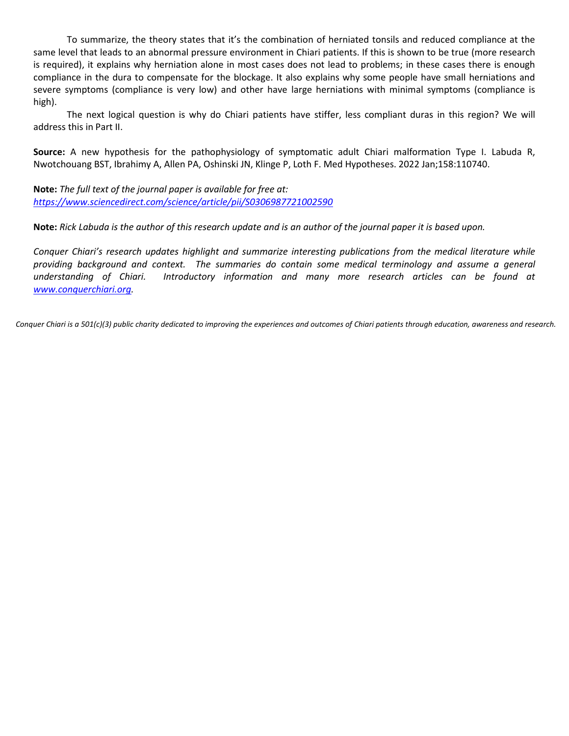To summarize, the theory states that it's the combination of herniated tonsils and reduced compliance at the same level that leads to an abnormal pressure environment in Chiari patients. If this is shown to be true (more research is required), it explains why herniation alone in most cases does not lead to problems; in these cases there is enough compliance in the dura to compensate for the blockage. It also explains why some people have small herniations and severe symptoms (compliance is very low) and other have large herniations with minimal symptoms (compliance is high).

The next logical question is why do Chiari patients have stiffer, less compliant duras in this region? We will address this in Part II.

**Source:** A new hypothesis for the pathophysiology of symptomatic adult Chiari malformation Type I. Labuda R, Nwotchouang BST, Ibrahimy A, Allen PA, Oshinski JN, Klinge P, Loth F. Med Hypotheses. 2022 Jan;158:110740.

**Note:** *The full text of the journal paper is available for free at: [https://www.sciencedirect.com/science/article/pii/S0306987721002590](https://www.sciencedirect.com/science/article/pii/S0306987721002590)*

**Note:** *Rick Labuda is the author of this research update and is an author of the journal paper it is based upon.*

*Conquer Chiari's research updates highlight and summarize interesting publications from the medical literature while providing background and context. The summaries do contain some medical terminology and assume a general understanding of Chiari. Introductory information and many more research articles can be found at [www.conquerchiari.org](www.conquerchiari.org).*

*Conquer Chiari is a 501(c)(3) public charity dedicated to improving the experiences and outcomes of Chiari patients through education, awareness and research.*